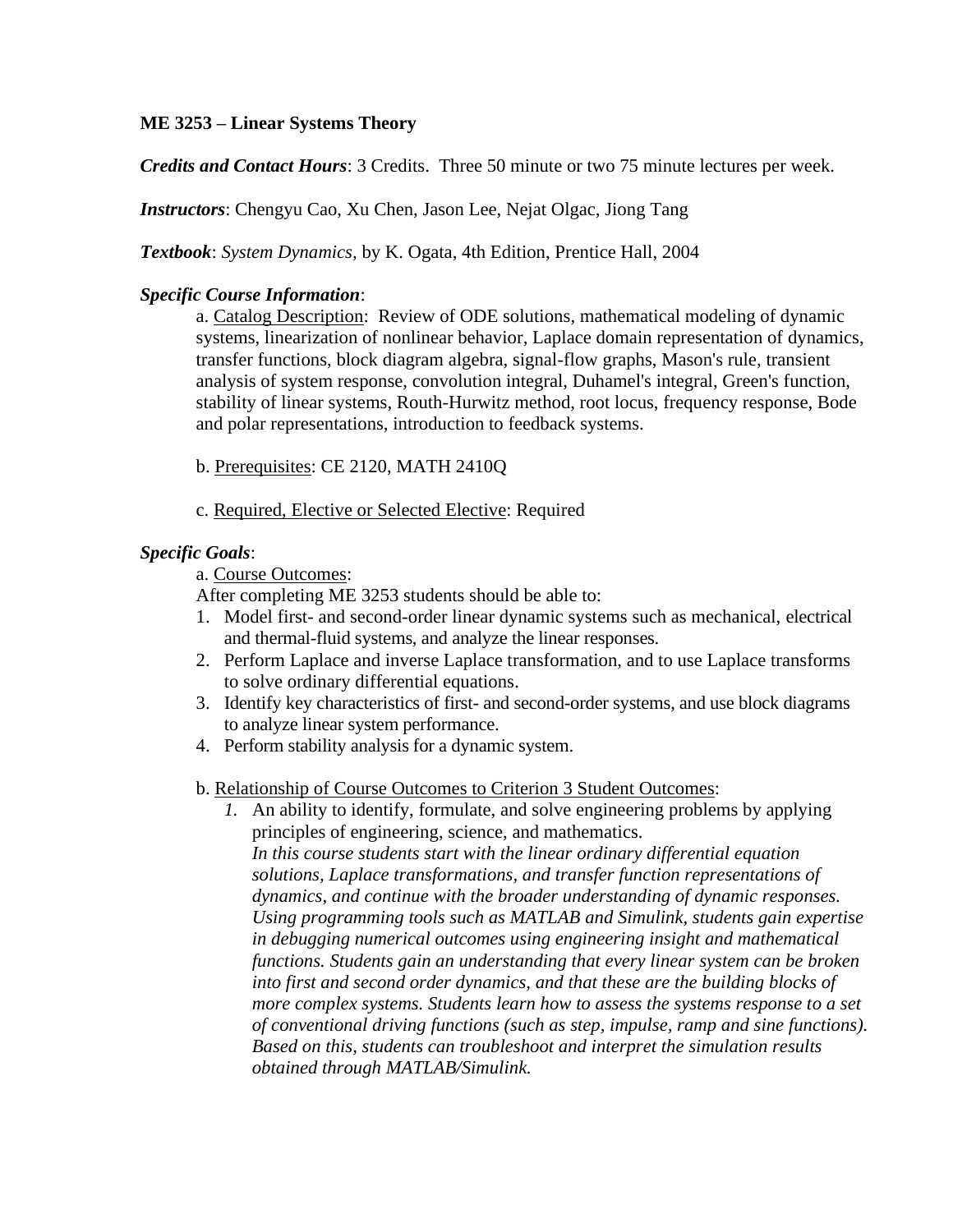**ME 3253 – Linear Systems Theory**

***Credits and Contact Hours***: 3 Credits. Three 50 minute or two 75 minute lectures per week.

***Instructors***: Chengyu Cao, Xu Chen, Jason Lee, Nejat Olgac, Jiong Tang

***Textbook***: *System Dynamics,* by K. Ogata, 4th Edition, Prentice Hall, 2004

***Specific Course Information***:

a. Catalog Description: Review of ODE solutions, mathematical modeling of dynamic systems, linearization of nonlinear behavior, Laplace domain representation of dynamics, transfer functions, block diagram algebra, signal-flow graphs, Mason's rule, transient analysis of system response, convolution integral, Duhamel's integral, Green's function, stability of linear systems, Routh-Hurwitz method, root locus, frequency response, Bode and polar representations, introduction to feedback systems.

b. Prerequisites: CE 2120, MATH 2410Q

c. Required, Elective or Selected Elective: Required

***Specific Goals***:

a. Course Outcomes:

After completing ME 3253 students should be able to:

1. Model first- and second-order linear dynamic systems such as mechanical, electrical and thermal-fluid systems, and analyze the linear responses.
2. Perform Laplace and inverse Laplace transformation, and to use Laplace transforms to solve ordinary differential equations.
3. Identify key characteristics of first- and second-order systems, and use block diagrams to analyze linear system performance.
4. Perform stability analysis for a dynamic system.

b. Relationship of Course Outcomes to Criterion 3 Student Outcomes:

*1.* An ability to identify, formulate, and solve engineering problems by applying principles of engineering, science, and mathematics.
   *In this course students start with the linear ordinary differential equation solutions, Laplace transformations, and transfer function representations of dynamics, and continue with the broader understanding of dynamic responses. Using programming tools such as MATLAB and Simulink, students gain expertise in debugging numerical outcomes using engineering insight and mathematical functions. Students gain an understanding that every linear system can be broken into first and second order dynamics, and that these are the building blocks of more complex systems. Students learn how to assess the systems response to a set of conventional driving functions (such as step, impulse, ramp and sine functions). Based on this, students can troubleshoot and interpret the simulation results obtained through MATLAB/Simulink.*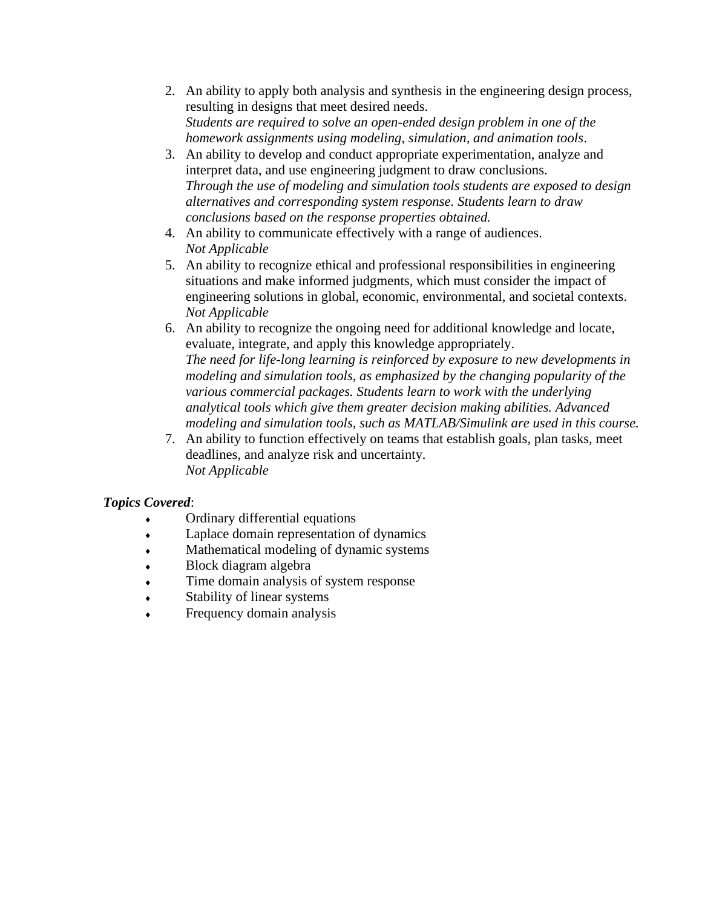2. An ability to apply both analysis and synthesis in the engineering design process, resulting in designs that meet desired needs.
   *Students are required to solve an open-ended design problem in one of the homework assignments using modeling, simulation, and animation tools*.
3. An ability to develop and conduct appropriate experimentation, analyze and interpret data, and use engineering judgment to draw conclusions.
   *Through the use of modeling and simulation tools students are exposed to design alternatives and corresponding system response. Students learn to draw conclusions based on the response properties obtained.*
4. An ability to communicate effectively with a range of audiences.
   *Not Applicable*
5. An ability to recognize ethical and professional responsibilities in engineering situations and make informed judgments, which must consider the impact of engineering solutions in global, economic, environmental, and societal contexts.
   *Not Applicable*
6. An ability to recognize the ongoing need for additional knowledge and locate, evaluate, integrate, and apply this knowledge appropriately.
   *The need for life-long learning is reinforced by exposure to new developments in modeling and simulation tools, as emphasized by the changing popularity of the various commercial packages. Students learn to work with the underlying analytical tools which give them greater decision making abilities. Advanced modeling and simulation tools, such as MATLAB/Simulink are used in this course.*
7. An ability to function effectively on teams that establish goals, plan tasks, meet deadlines, and analyze risk and uncertainty.
   *Not Applicable*

***Topics Covered***:

- Ordinary differential equations
- Laplace domain representation of dynamics
- Mathematical modeling of dynamic systems
- Block diagram algebra
- Time domain analysis of system response
- Stability of linear systems
- Frequency domain analysis